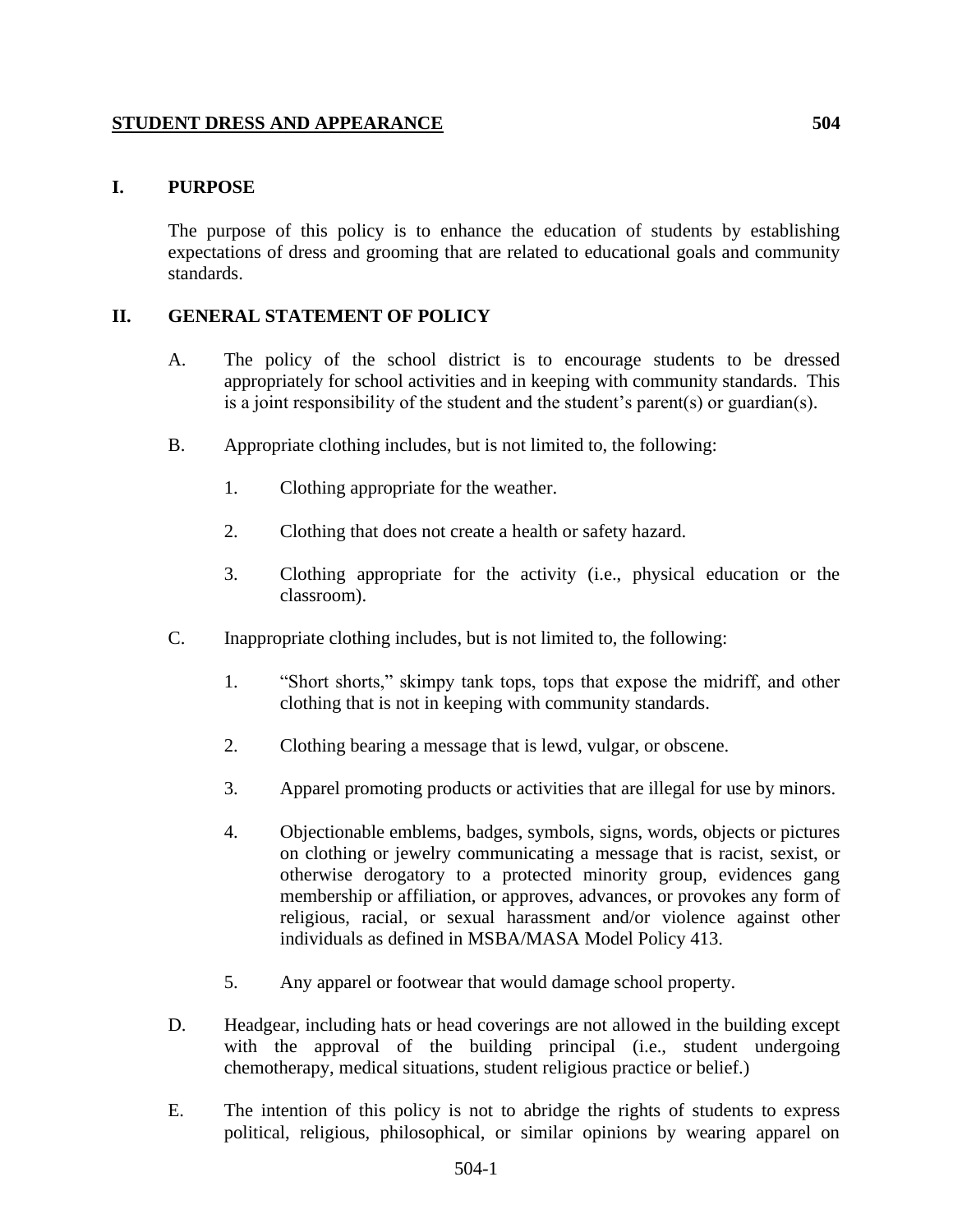# STUDENT DRESS AND APPEARANCE 504

## I. PURPOSE

The purpose of this policy is to enhance the education of students by establishing expectations of dress and grooming that are related to educational goals and community standards.

## II. GENERAL STATEMENT OF POLICY

A. The policy of the school district is to encourage students to be dressed appropriately for school activities and in keeping with community standards. This is a joint responsibility of the student and the student's parent(s) or guardian(s).

B. Appropriate clothing includes, but is not limited to, the following:

1. Clothing appropriate for the weather.

2. Clothing that does not create a health or safety hazard.

3. Clothing appropriate for the activity (i.e., physical education or the classroom).

C. Inappropriate clothing includes, but is not limited to, the following:

1. "Short shorts," skimpy tank tops, tops that expose the midriff, and other clothing that is not in keeping with community standards.

2. Clothing bearing a message that is lewd, vulgar, or obscene.

3. Apparel promoting products or activities that are illegal for use by minors.

4. Objectionable emblems, badges, symbols, signs, words, objects or pictures on clothing or jewelry communicating a message that is racist, sexist, or otherwise derogatory to a protected minority group, evidences gang membership or affiliation, or approves, advances, or provokes any form of religious, racial, or sexual harassment and/or violence against other individuals as defined in MSBA/MASA Model Policy 413.

5. Any apparel or footwear that would damage school property.

D. Headgear, including hats or head coverings are not allowed in the building except with the approval of the building principal (i.e., student undergoing chemotherapy, medical situations, student religious practice or belief.)

E. The intention of this policy is not to abridge the rights of students to express political, religious, philosophical, or similar opinions by wearing apparel on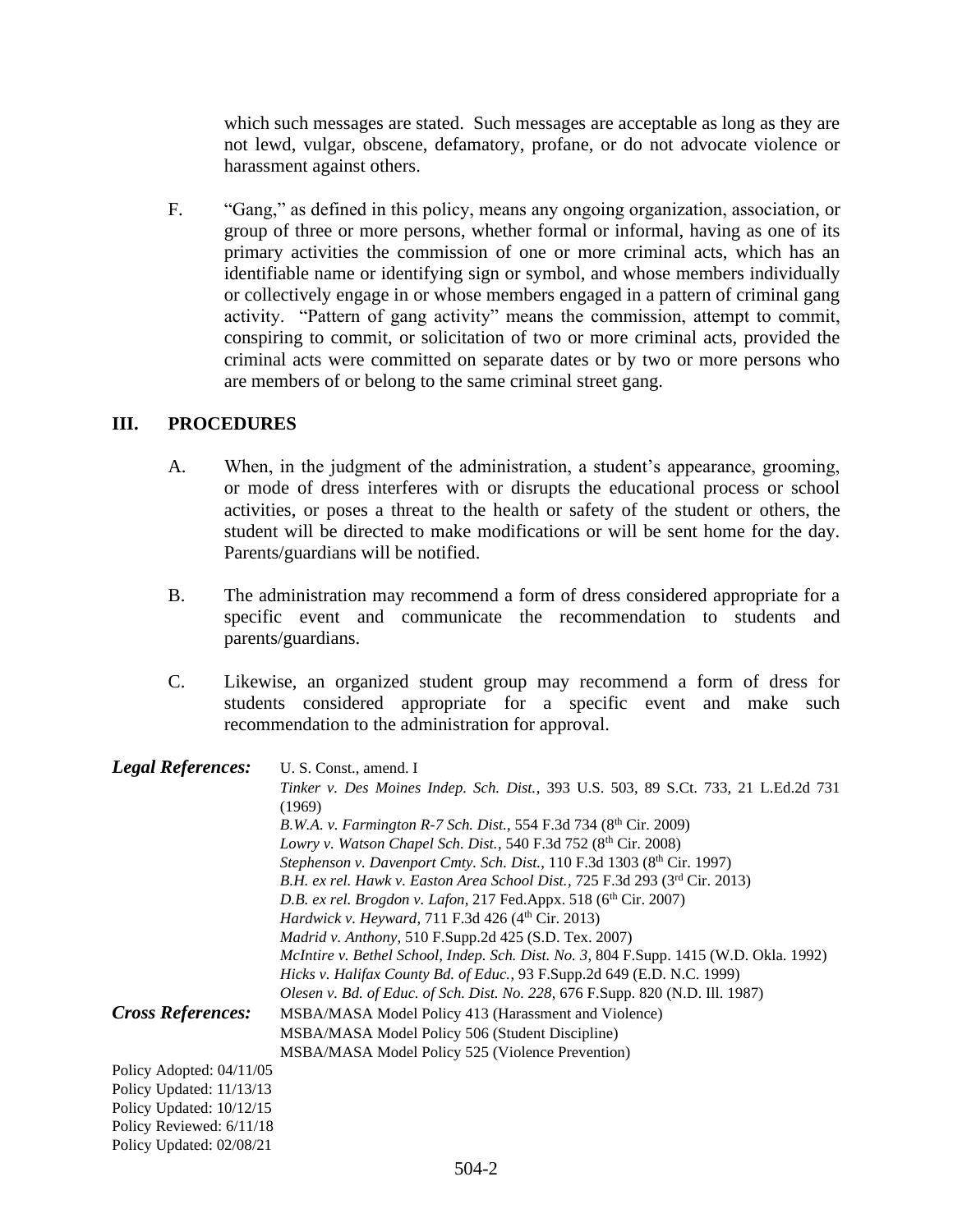which such messages are stated. Such messages are acceptable as long as they are not lewd, vulgar, obscene, defamatory, profane, or do not advocate violence or harassment against others.

F. "Gang," as defined in this policy, means any ongoing organization, association, or group of three or more persons, whether formal or informal, having as one of its primary activities the commission of one or more criminal acts, which has an identifiable name or identifying sign or symbol, and whose members individually or collectively engage in or whose members engaged in a pattern of criminal gang activity. "Pattern of gang activity" means the commission, attempt to commit, conspiring to commit, or solicitation of two or more criminal acts, provided the criminal acts were committed on separate dates or by two or more persons who are members of or belong to the same criminal street gang.

## III. PROCEDURES

A. When, in the judgment of the administration, a student's appearance, grooming, or mode of dress interferes with or disrupts the educational process or school activities, or poses a threat to the health or safety of the student or others, the student will be directed to make modifications or will be sent home for the day. Parents/guardians will be notified.

B. The administration may recommend a form of dress considered appropriate for a specific event and communicate the recommendation to students and parents/guardians.

C. Likewise, an organized student group may recommend a form of dress for students considered appropriate for a specific event and make such recommendation to the administration for approval.

***Legal References:***

U. S. Const., amend. I
*Tinker v. Des Moines Indep. Sch. Dist.*, 393 U.S. 503, 89 S.Ct. 733, 21 L.Ed.2d 731 (1969)
*B.W.A. v. Farmington R-7 Sch. Dist.*, 554 F.3d 734 (8th Cir. 2009)
*Lowry v. Watson Chapel Sch. Dist.*, 540 F.3d 752 (8th Cir. 2008)
*Stephenson v. Davenport Cmty. Sch. Dist.*, 110 F.3d 1303 (8th Cir. 1997)
*B.H. ex rel. Hawk v. Easton Area School Dist.*, 725 F.3d 293 (3rd Cir. 2013)
*D.B. ex rel. Brogdon v. Lafon*, 217 Fed.Appx. 518 (6th Cir. 2007)
*Hardwick v. Heyward*, 711 F.3d 426 (4th Cir. 2013)
*Madrid v. Anthony*, 510 F.Supp.2d 425 (S.D. Tex. 2007)
*McIntire v. Bethel School, Indep. Sch. Dist. No. 3*, 804 F.Supp. 1415 (W.D. Okla. 1992)
*Hicks v. Halifax County Bd. of Educ.*, 93 F.Supp.2d 649 (E.D. N.C. 1999)
*Olesen v. Bd. of Educ. of Sch. Dist. No. 228*, 676 F.Supp. 820 (N.D. Ill. 1987)

***Cross References:***

MSBA/MASA Model Policy 413 (Harassment and Violence)
MSBA/MASA Model Policy 506 (Student Discipline)
MSBA/MASA Model Policy 525 (Violence Prevention)

Policy Adopted: 04/11/05
Policy Updated: 11/13/13
Policy Updated: 10/12/15
Policy Reviewed: 6/11/18
Policy Updated: 02/08/21